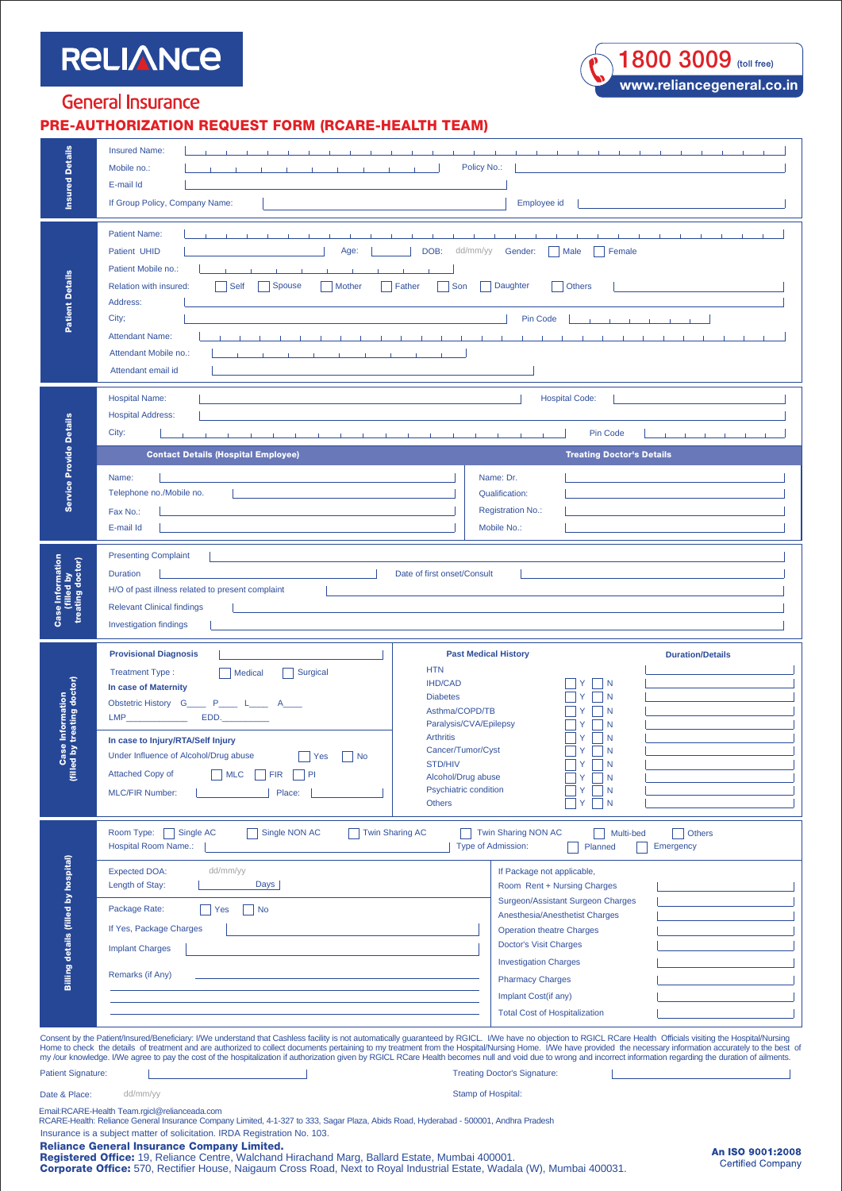# RELIANCE General Insurance

1800 3009 (toll free)
www.reliancegeneral.co.in

## PRE-AUTHORIZATION REQUEST FORM (RCARE-HEALTH TEAM)

### Insured Details

Insured Name:

Mobile no.: Policy No.:

E-mail Id

If Group Policy, Company Name: Employee id

### Patient Details

Patient Name:

Patient UHID Age: DOB: dd/mm/yy Gender: ☐ Male ☐ Female

Patient Mobile no.:

Relation with insured: ☐ Self ☐ Spouse ☐ Mother ☐ Father ☐ Son ☐ Daughter ☐ Others

Address:

City; Pin Code

Attendant Name:

Attendant Mobile no.:

Attendant email id

### Service Provide Details

Hospital Name: Hospital Code:

Hospital Address:

City: Pin Code

| Contact Details (Hospital Employee) | Treating Doctor's Details |
|---|---|
| Name: | Name: Dr. |
| Telephone no./Mobile no. | Qualification: |
| Fax No.: | Registration No.: |
| E-mail Id | Mobile No.: |

### Case Information (filled by treating doctor)

Presenting Complaint

Duration Date of first onset/Consult

H/O of past illness related to present complaint

Relevant Clinical findings

Investigation findings

### Case Information (filled by treating doctor)

**Provisional Diagnosis**

Treatment Type : ☐ Medical ☐ Surgical

**In case of Maternity**

Obstetric History G____ P____ L____ A____

LMP____________ EDD.__________

**In case to Injury/RTA/Self Injury**

Under Influence of Alcohol/Drug abuse ☐ Yes ☐ No

Attached Copy of ☐ MLC ☐ FIR ☐ PI

MLC/FIR Number: Place:

| Past Medical History | | Duration/Details |
|---|---|---|
| HTN | | |
| IHD/CAD | ☐ Y ☐ N | |
| Diabetes | ☐ Y ☐ N | |
| Asthma/COPD/TB | ☐ Y ☐ N | |
| Paralysis/CVA/Epilepsy | ☐ Y ☐ N | |
| Arthritis | ☐ Y ☐ N | |
| Cancer/Tumor/Cyst | ☐ Y ☐ N | |
| STD/HIV | ☐ Y ☐ N | |
| Alcohol/Drug abuse | ☐ Y ☐ N | |
| Psychiatric condition | ☐ Y ☐ N | |
| Others | ☐ Y ☐ N | |

### Billing details (filled by hospital)

Room Type: ☐ Single AC ☐ Single NON AC ☐ Twin Sharing AC ☐ Twin Sharing NON AC ☐ Multi-bed ☐ Others

Hospital Room Name.: Type of Admission: ☐ Planned ☐ Emergency

Expected DOA: dd/mm/yy

Length of Stay: Days

Package Rate: ☐ Yes ☐ No

If Yes, Package Charges

Implant Charges

Remarks (if Any)

If Package not applicable,

| | |
|---|---|
| Room Rent + Nursing Charges | |
| Surgeon/Assistant Surgeon Charges | |
| Anesthesia/Anesthetist Charges | |
| Operation theatre Charges | |
| Doctor's Visit Charges | |
| Investigation Charges | |
| Pharmacy Charges | |
| Implant Cost(if any) | |
| Total Cost of Hospitalization | |

Consent by the Patient/Insured/Beneficiary: I/We understand that Cashless facility is not automatically guaranteed by RGICL. I/We have no objection to RGICL RCare Health Officials visiting the Hospital/Nursing Home to check the details of treatment and are authorized to collect documents pertaining to my treatment from the Hospital/Nursing Home. I/We have provided the necessary information accurately to the best of my /our knowledge. I/We agree to pay the cost of the hospitalization if authorization given by RGICL RCare Health becomes null and void due to wrong and incorrect information regarding the duration of ailments.

Patient Signature: Treating Doctor's Signature:

Date & Place: dd/mm/yy Stamp of Hospital:

Email:RCARE-Health Team.rgicl@relianceada.com

RCARE-Health: Reliance General Insurance Company Limited, 4-1-327 to 333, Sagar Plaza, Abids Road, Hyderabad - 500001, Andhra Pradesh

Insurance is a subject matter of solicitation. IRDA Registration No. 103.

**Reliance General Insurance Company Limited.**

**Registered Office:** 19, Reliance Centre, Walchand Hirachand Marg, Ballard Estate, Mumbai 400001.

**Corporate Office:** 570, Rectifier House, Naigaum Cross Road, Next to Royal Industrial Estate, Wadala (W), Mumbai 400031.

**An ISO 9001:2008** Certified Company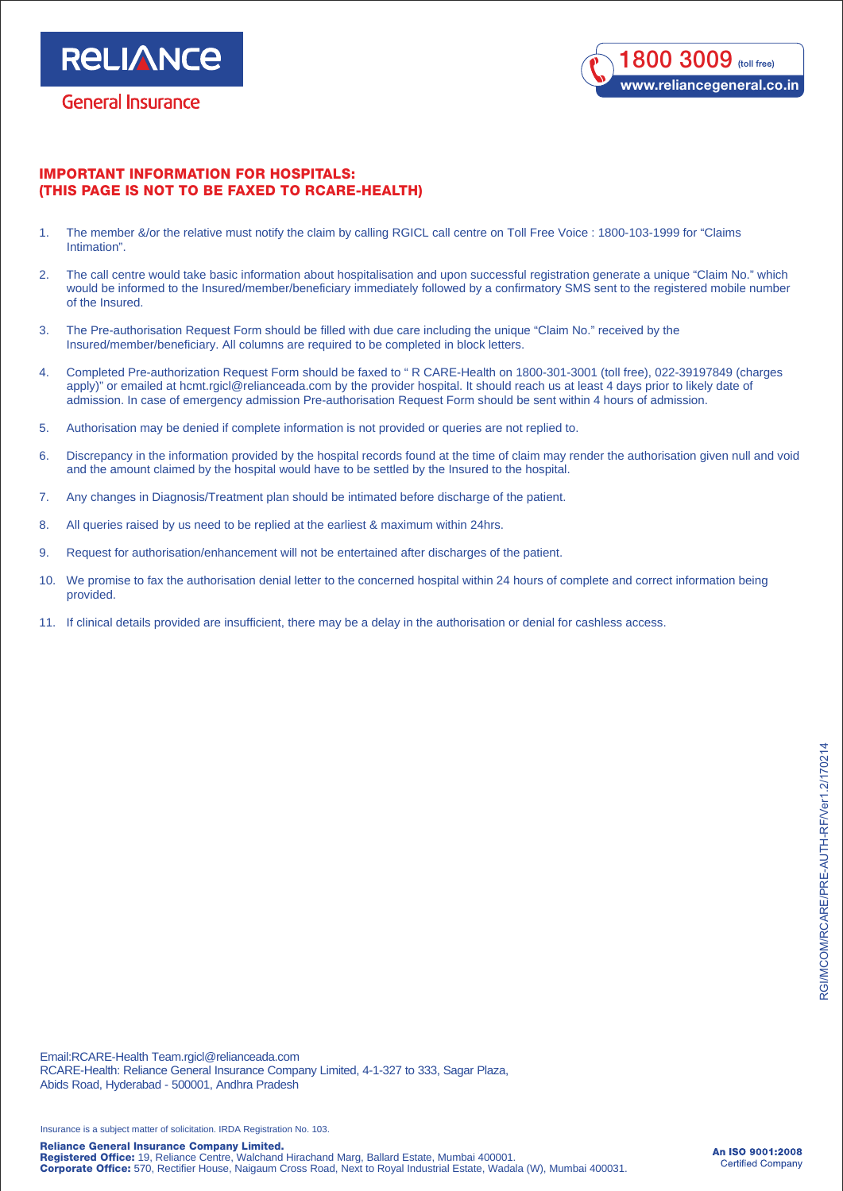**RELIANCE**

General Insurance

1800 3009 (toll free)

www.reliancegeneral.co.in

## IMPORTANT INFORMATION FOR HOSPITALS:
## (THIS PAGE IS NOT TO BE FAXED TO RCARE-HEALTH)

1. The member &/or the relative must notify the claim by calling RGICL call centre on Toll Free Voice : 1800-103-1999 for "Claims Intimation".
2. The call centre would take basic information about hospitalisation and upon successful registration generate a unique "Claim No." which would be informed to the Insured/member/beneficiary immediately followed by a confirmatory SMS sent to the registered mobile number of the Insured.
3. The Pre-authorisation Request Form should be filled with due care including the unique "Claim No." received by the Insured/member/beneficiary. All columns are required to be completed in block letters.
4. Completed Pre-authorization Request Form should be faxed to " R CARE-Health on 1800-301-3001 (toll free), 022-39197849 (charges apply)" or emailed at hcmt.rgicl@relianceada.com by the provider hospital. It should reach us at least 4 days prior to likely date of admission. In case of emergency admission Pre-authorisation Request Form should be sent within 4 hours of admission.
5. Authorisation may be denied if complete information is not provided or queries are not replied to.
6. Discrepancy in the information provided by the hospital records found at the time of claim may render the authorisation given null and void and the amount claimed by the hospital would have to be settled by the Insured to the hospital.
7. Any changes in Diagnosis/Treatment plan should be intimated before discharge of the patient.
8. All queries raised by us need to be replied at the earliest & maximum within 24hrs.
9. Request for authorisation/enhancement will not be entertained after discharges of the patient.
10. We promise to fax the authorisation denial letter to the concerned hospital within 24 hours of complete and correct information being provided.
11. If clinical details provided are insufficient, there may be a delay in the authorisation or denial for cashless access.

RGI/MCOM/RCARE/PRE-AUTH-RF/Ver1.2/170214

Email:RCARE-Health Team.rgicl@relianceada.com
RCARE-Health: Reliance General Insurance Company Limited, 4-1-327 to 333, Sagar Plaza, Abids Road, Hyderabad - 500001, Andhra Pradesh

Insurance is a subject matter of solicitation. IRDA Registration No. 103.

**Reliance General Insurance Company Limited.**
**Registered Office:** 19, Reliance Centre, Walchand Hirachand Marg, Ballard Estate, Mumbai 400001.
**Corporate Office:** 570, Rectifier House, Naigaum Cross Road, Next to Royal Industrial Estate, Wadala (W), Mumbai 400031.

**An ISO 9001:2008** Certified Company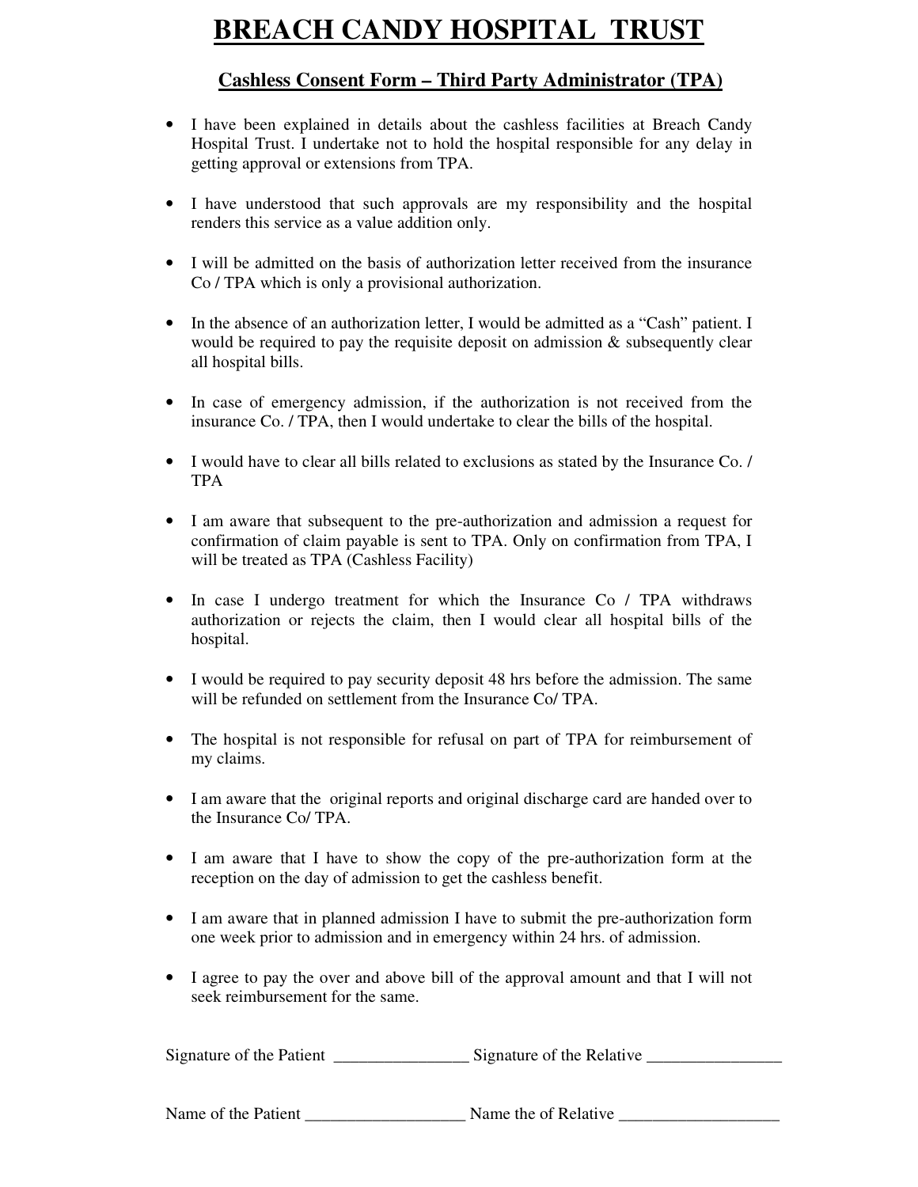# BREACH CANDY HOSPITAL TRUST

## Cashless Consent Form – Third Party Administrator (TPA)

- I have been explained in details about the cashless facilities at Breach Candy Hospital Trust. I undertake not to hold the hospital responsible for any delay in getting approval or extensions from TPA.
- I have understood that such approvals are my responsibility and the hospital renders this service as a value addition only.
- I will be admitted on the basis of authorization letter received from the insurance Co / TPA which is only a provisional authorization.
- In the absence of an authorization letter, I would be admitted as a "Cash" patient. I would be required to pay the requisite deposit on admission & subsequently clear all hospital bills.
- In case of emergency admission, if the authorization is not received from the insurance Co. / TPA, then I would undertake to clear the bills of the hospital.
- I would have to clear all bills related to exclusions as stated by the Insurance Co. / TPA
- I am aware that subsequent to the pre-authorization and admission a request for confirmation of claim payable is sent to TPA. Only on confirmation from TPA, I will be treated as TPA (Cashless Facility)
- In case I undergo treatment for which the Insurance Co / TPA withdraws authorization or rejects the claim, then I would clear all hospital bills of the hospital.
- I would be required to pay security deposit 48 hrs before the admission. The same will be refunded on settlement from the Insurance Co/ TPA.
- The hospital is not responsible for refusal on part of TPA for reimbursement of my claims.
- I am aware that the original reports and original discharge card are handed over to the Insurance Co/ TPA.
- I am aware that I have to show the copy of the pre-authorization form at the reception on the day of admission to get the cashless benefit.
- I am aware that in planned admission I have to submit the pre-authorization form one week prior to admission and in emergency within 24 hrs. of admission.
- I agree to pay the over and above bill of the approval amount and that I will not seek reimbursement for the same.

Signature of the Patient ________________ Signature of the Relative ________________

Name of the Patient ___________________ Name the of Relative ___________________